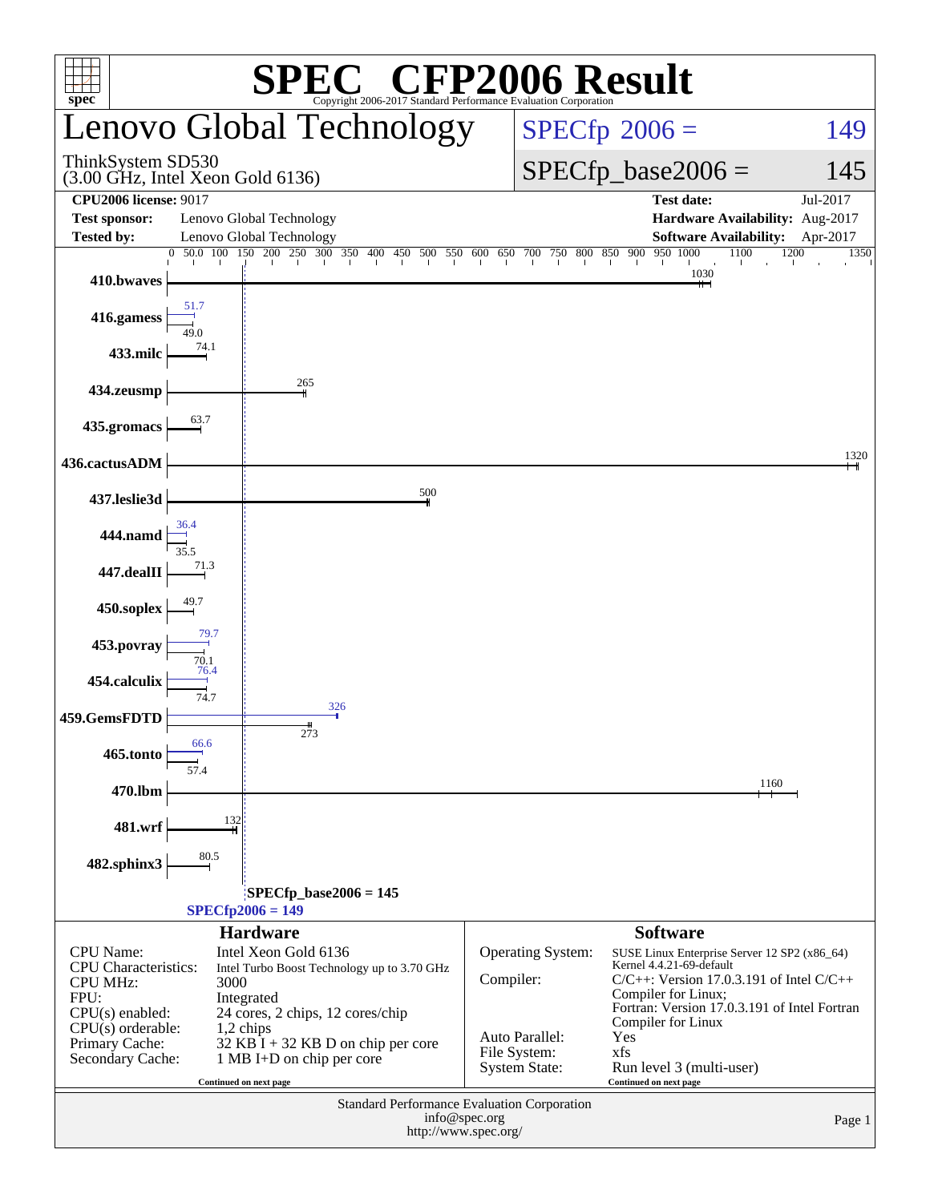# SPEC CFP2006 Result

Copyright 2006-2017 Standard Performance Evaluation Corporation

## Lenovo Global Technology

ThinkSystem SD530
(3.00 GHz, Intel Xeon Gold 6136)

SPECfp 2006 = 149

SPECfp_base2006 = 145

| | | | |
|---|---|---|---|
| **CPU2006 license:** 9017 | | **Test date:** | Jul-2017 |
| **Test sponsor:** | Lenovo Global Technology | **Hardware Availability:** | Aug-2017 |
| **Tested by:** | Lenovo Global Technology | **Software Availability:** | Apr-2017 |

| Benchmark | Peak | Base |
|---|---|---|
| 410.bwaves | | 1030 |
| 416.gamess | 51.7 | 49.0 |
| 433.milc | | 74.1 |
| 434.zeusmp | | 265 |
| 435.gromacs | | 63.7 |
| 436.cactusADM | | 1320 |
| 437.leslie3d | | 500 |
| 444.namd | 36.4 | 35.5 |
| 447.dealII | | 71.3 |
| 450.soplex | | 49.7 |
| 453.povray | 79.7 | 70.1 |
| 454.calculix | 76.4 | 74.7 |
| 459.GemsFDTD | 326 | 273 |
| 465.tonto | 66.6 | 57.4 |
| 470.lbm | | 1160 |
| 481.wrf | | 132 |
| 482.sphinx3 | | 80.5 |

SPECfp_base2006 = 145

SPECfp2006 = 149

### Hardware

| | |
|---|---|
| CPU Name: | Intel Xeon Gold 6136 |
| CPU Characteristics: | Intel Turbo Boost Technology up to 3.70 GHz |
| CPU MHz: | 3000 |
| FPU: | Integrated |
| CPU(s) enabled: | 24 cores, 2 chips, 12 cores/chip |
| CPU(s) orderable: | 1,2 chips |
| Primary Cache: | 32 KB I + 32 KB D on chip per core |
| Secondary Cache: | 1 MB I+D on chip per core |

Continued on next page

### Software

| | |
|---|---|
| Operating System: | SUSE Linux Enterprise Server 12 SP2 (x86_64) Kernel 4.4.21-69-default |
| Compiler: | C/C++: Version 17.0.3.191 of Intel C/C++ Compiler for Linux; Fortran: Version 17.0.3.191 of Intel Fortran Compiler for Linux |
| Auto Parallel: | Yes |
| File System: | xfs |
| System State: | Run level 3 (multi-user) |

Continued on next page

Standard Performance Evaluation Corporation
info@spec.org
http://www.spec.org/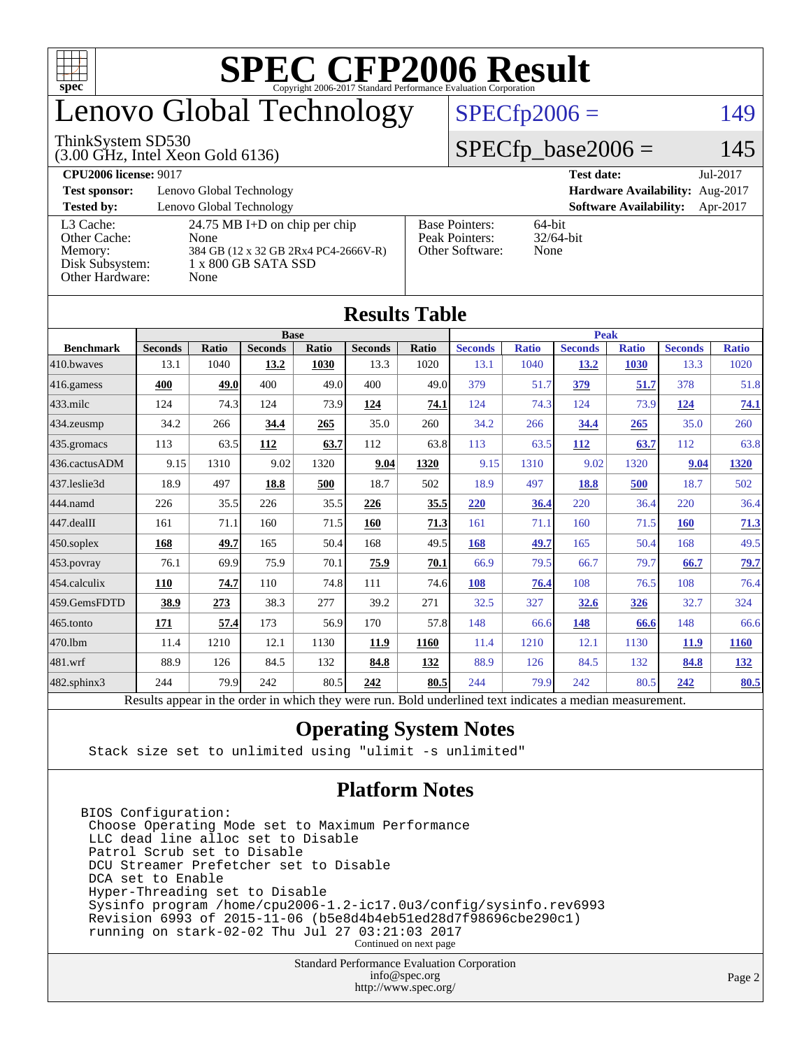# SPEC CFP2006 Result

Copyright 2006-2017 Standard Performance Evaluation Corporation

# Lenovo Global Technology

ThinkSystem SD530
(3.00 GHz, Intel Xeon Gold 6136)

SPECfp2006 = 149

SPECfp_base2006 = 145

**CPU2006 license:** 9017
**Test sponsor:** Lenovo Global Technology
**Tested by:** Lenovo Global Technology

**Test date:** Jul-2017
**Hardware Availability:** Aug-2017
**Software Availability:** Apr-2017

| | |
|---|---|
| L3 Cache: | 24.75 MB I+D on chip per chip |
| Other Cache: | None |
| Memory: | 384 GB (12 x 32 GB 2Rx4 PC4-2666V-R) |
| Disk Subsystem: | 1 x 800 GB SATA SSD |
| Other Hardware: | None |

| | |
|---|---|
| Base Pointers: | 64-bit |
| Peak Pointers: | 32/64-bit |
| Other Software: | None |

## Results Table

| | Base | | | | | | Peak | | | | | |
|---|---|---|---|---|---|---|---|---|---|---|---|---|
| **Benchmark** | **Seconds** | **Ratio** | **Seconds** | **Ratio** | **Seconds** | **Ratio** | **Seconds** | **Ratio** | **Seconds** | **Ratio** | **Seconds** | **Ratio** |
| 410.bwaves | 13.1 | 1040 | **13.2** | **1030** | 13.3 | 1020 | 13.1 | 1040 | **13.2** | **1030** | 13.3 | 1020 |
| 416.gamess | **400** | **49.0** | 400 | 49.0 | 400 | 49.0 | 379 | 51.7 | **379** | **51.7** | 378 | 51.8 |
| 433.milc | 124 | 74.3 | 124 | 73.9 | **124** | **74.1** | 124 | 74.3 | 124 | 73.9 | **124** | **74.1** |
| 434.zeusmp | 34.2 | 266 | **34.4** | **265** | 35.0 | 260 | 34.2 | 266 | **34.4** | **265** | 35.0 | 260 |
| 435.gromacs | 113 | 63.5 | **112** | **63.7** | 112 | 63.8 | 113 | 63.5 | **112** | **63.7** | 112 | 63.8 |
| 436.cactusADM | 9.15 | 1310 | 9.02 | 1320 | **9.04** | **1320** | 9.15 | 1310 | 9.02 | 1320 | **9.04** | **1320** |
| 437.leslie3d | 18.9 | 497 | **18.8** | **500** | 18.7 | 502 | 18.9 | 497 | **18.8** | **500** | 18.7 | 502 |
| 444.namd | 226 | 35.5 | 226 | 35.5 | **226** | **35.5** | **220** | **36.4** | 220 | 36.4 | 220 | 36.4 |
| 447.dealII | 161 | 71.1 | 160 | 71.5 | **160** | **71.3** | 161 | 71.1 | 160 | 71.5 | **160** | **71.3** |
| 450.soplex | **168** | **49.7** | 165 | 50.4 | 168 | 49.5 | **168** | **49.7** | 165 | 50.4 | 168 | 49.5 |
| 453.povray | 76.1 | 69.9 | 75.9 | 70.1 | **75.9** | **70.1** | 66.9 | 79.5 | 66.7 | 79.7 | **66.7** | **79.7** |
| 454.calculix | **110** | **74.7** | 110 | 74.8 | 111 | 74.6 | **108** | **76.4** | 108 | 76.5 | 108 | 76.4 |
| 459.GemsFDTD | **38.9** | **273** | 38.3 | 277 | 39.2 | 271 | 32.5 | 327 | **32.6** | **326** | 32.7 | 324 |
| 465.tonto | **171** | **57.4** | 173 | 56.9 | 170 | 57.8 | 148 | 66.6 | **148** | **66.6** | 148 | 66.6 |
| 470.lbm | 11.4 | 1210 | 12.1 | 1130 | **11.9** | **1160** | 11.4 | 1210 | 12.1 | 1130 | **11.9** | **1160** |
| 481.wrf | 88.9 | 126 | 84.5 | 132 | **84.8** | **132** | 88.9 | 126 | 84.5 | 132 | **84.8** | **132** |
| 482.sphinx3 | 244 | 79.9 | 242 | 80.5 | **242** | **80.5** | 244 | 79.9 | 242 | 80.5 | **242** | **80.5** |

Results appear in the order in which they were run. Bold underlined text indicates a median measurement.

## Operating System Notes

```
Stack size set to unlimited using "ulimit -s unlimited"
```

## Platform Notes

```
BIOS Configuration:
 Choose Operating Mode set to Maximum Performance
 LLC dead line alloc set to Disable
 Patrol Scrub set to Disable
 DCU Streamer Prefetcher set to Disable
 DCA set to Enable
 Hyper-Threading set to Disable
 Sysinfo program /home/cpu2006-1.2-ic17.0u3/config/sysinfo.rev6993
 Revision 6993 of 2015-11-06 (b5e8d4b4eb51ed28d7f98696cbe290c1)
 running on stark-02-02 Thu Jul 27 03:21:03 2017
```

Continued on next page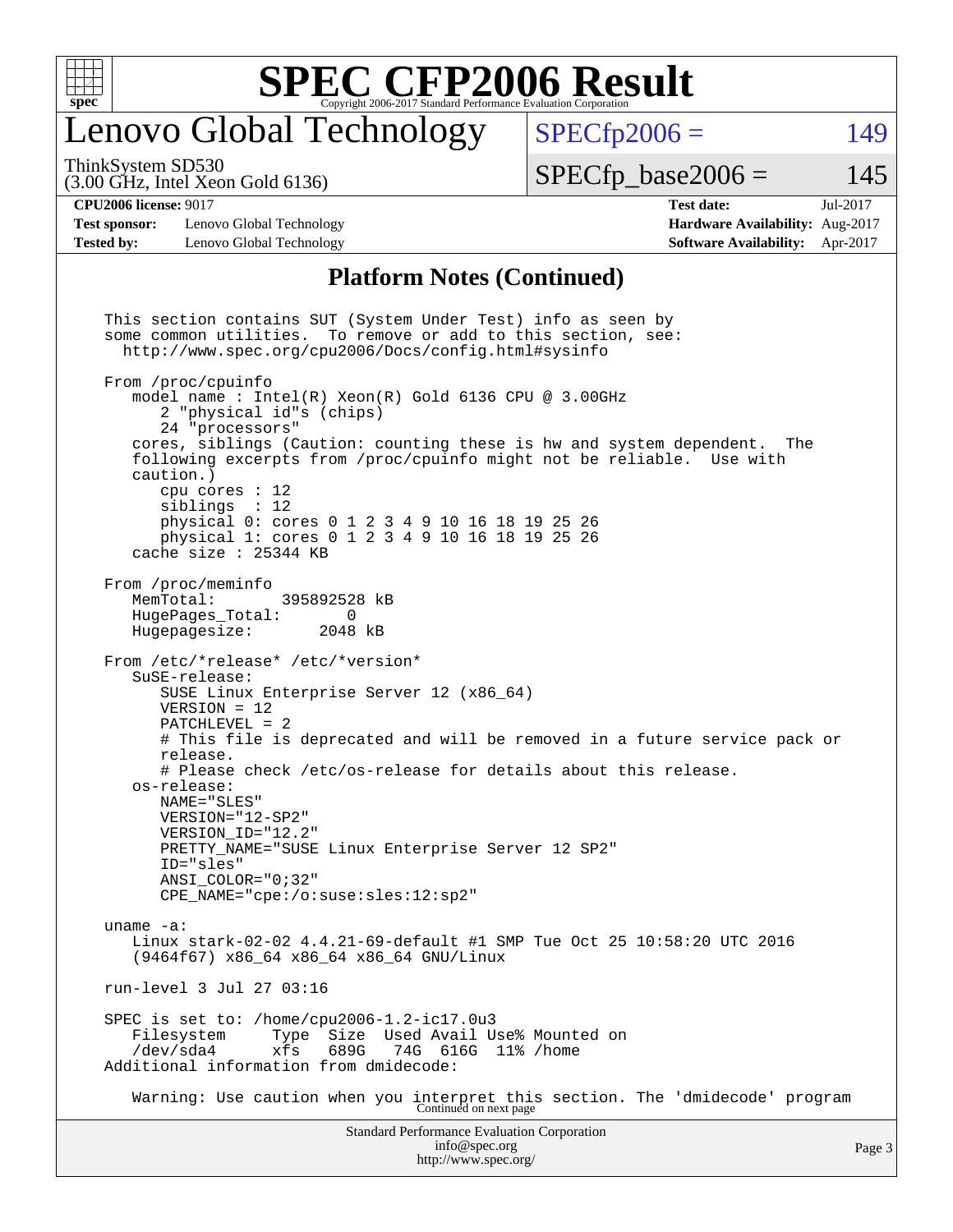# SPEC CFP2006 Result

## Lenovo Global Technology

ThinkSystem SD530
(3.00 GHz, Intel Xeon Gold 6136)

SPECfp2006 = 149

SPECfp_base2006 = 145

| | | | |
|---|---|---|---|
| **CPU2006 license:** 9017 | | **Test date:** | Jul-2017 |
| **Test sponsor:** | Lenovo Global Technology | **Hardware Availability:** | Aug-2017 |
| **Tested by:** | Lenovo Global Technology | **Software Availability:** | Apr-2017 |

### Platform Notes (Continued)

```
This section contains SUT (System Under Test) info as seen by
some common utilities.  To remove or add to this section, see:
  http://www.spec.org/cpu2006/Docs/config.html#sysinfo

From /proc/cpuinfo
   model name : Intel(R) Xeon(R) Gold 6136 CPU @ 3.00GHz
      2 "physical id"s (chips)
      24 "processors"
   cores, siblings (Caution: counting these is hw and system dependent.  The
   following excerpts from /proc/cpuinfo might not be reliable.  Use with
   caution.)
      cpu cores : 12
      siblings  : 12
      physical 0: cores 0 1 2 3 4 9 10 16 18 19 25 26
      physical 1: cores 0 1 2 3 4 9 10 16 18 19 25 26
   cache size : 25344 KB

From /proc/meminfo
   MemTotal:       395892528 kB
   HugePages_Total:       0
   Hugepagesize:       2048 kB

From /etc/*release* /etc/*version*
   SuSE-release:
      SUSE Linux Enterprise Server 12 (x86_64)
      VERSION = 12
      PATCHLEVEL = 2
      # This file is deprecated and will be removed in a future service pack or
      release.
      # Please check /etc/os-release for details about this release.
   os-release:
      NAME="SLES"
      VERSION="12-SP2"
      VERSION_ID="12.2"
      PRETTY_NAME="SUSE Linux Enterprise Server 12 SP2"
      ID="sles"
      ANSI_COLOR="0;32"
      CPE_NAME="cpe:/o:suse:sles:12:sp2"

uname -a:
   Linux stark-02-02 4.4.21-69-default #1 SMP Tue Oct 25 10:58:20 UTC 2016
   (9464f67) x86_64 x86_64 x86_64 GNU/Linux

run-level 3 Jul 27 03:16

SPEC is set to: /home/cpu2006-1.2-ic17.0u3
   Filesystem     Type  Size  Used Avail Use% Mounted on
   /dev/sda4      xfs   689G   74G  616G  11% /home
Additional information from dmidecode:

   Warning: Use caution when you interpret this section. The 'dmidecode' program
```

Continued on next page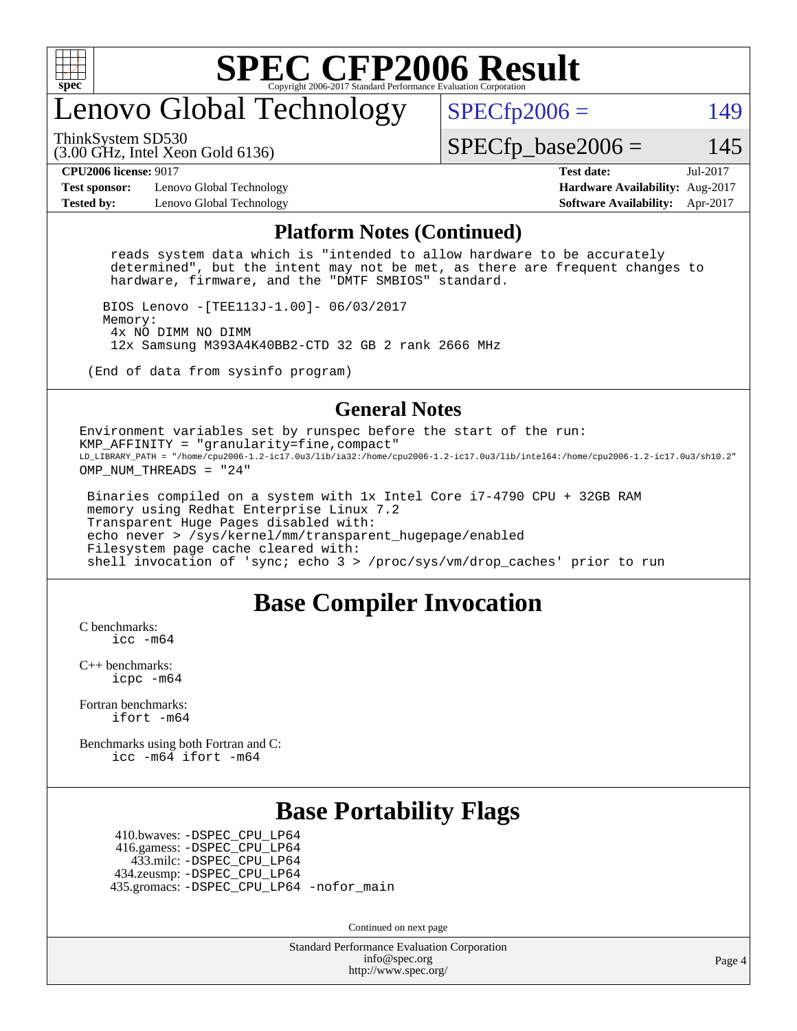# SPEC CFP2006 Result

## Lenovo Global Technology

ThinkSystem SD530
(3.00 GHz, Intel Xeon Gold 6136)

SPECfp2006 = 149

SPECfp_base2006 = 145

| | | | |
|---|---|---|---|
| **CPU2006 license:** 9017 | | **Test date:** | Jul-2017 |
| **Test sponsor:** | Lenovo Global Technology | **Hardware Availability:** | Aug-2017 |
| **Tested by:** | Lenovo Global Technology | **Software Availability:** | Apr-2017 |

### Platform Notes (Continued)

```
    reads system data which is "intended to allow hardware to be accurately
    determined", but the intent may not be met, as there are frequent changes to
    hardware, firmware, and the "DMTF SMBIOS" standard.

   BIOS Lenovo -[TEE113J-1.00]- 06/03/2017
   Memory:
    4x NO DIMM NO DIMM
    12x Samsung M393A4K40BB2-CTD 32 GB 2 rank 2666 MHz

 (End of data from sysinfo program)
```

### General Notes

```
Environment variables set by runspec before the start of the run:
KMP_AFFINITY = "granularity=fine,compact"
LD_LIBRARY_PATH = "/home/cpu2006-1.2-ic17.0u3/lib/ia32:/home/cpu2006-1.2-ic17.0u3/lib/intel64:/home/cpu2006-1.2-ic17.0u3/sh10.2"
OMP_NUM_THREADS = "24"

 Binaries compiled on a system with 1x Intel Core i7-4790 CPU + 32GB RAM
 memory using Redhat Enterprise Linux 7.2
 Transparent Huge Pages disabled with:
 echo never > /sys/kernel/mm/transparent_hugepage/enabled
 Filesystem page cache cleared with:
 shell invocation of 'sync; echo 3 > /proc/sys/vm/drop_caches' prior to run
```

## Base Compiler Invocation

C benchmarks:
    icc -m64

C++ benchmarks:
    icpc -m64

Fortran benchmarks:
    ifort -m64

Benchmarks using both Fortran and C:
    icc -m64 ifort -m64

## Base Portability Flags

```
  410.bwaves: -DSPEC_CPU_LP64
  416.gamess: -DSPEC_CPU_LP64
    433.milc: -DSPEC_CPU_LP64
  434.zeusmp: -DSPEC_CPU_LP64
 435.gromacs: -DSPEC_CPU_LP64 -nofor_main
```

Continued on next page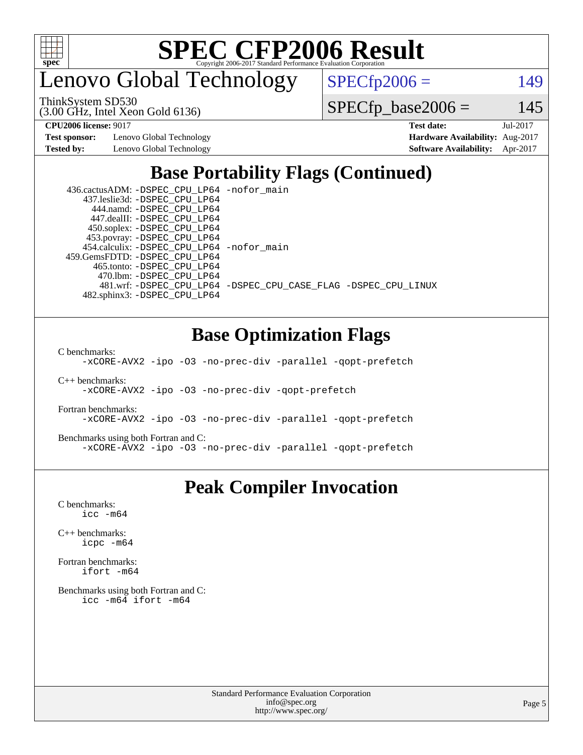# SPEC CFP2006 Result

Copyright 2006-2017 Standard Performance Evaluation Corporation

## Lenovo Global Technology

ThinkSystem SD530
(3.00 GHz, Intel Xeon Gold 6136)

SPECfp2006 = 149

SPECfp_base2006 = 145

| | | | |
|---|---|---|---|
| **CPU2006 license:** 9017 | | **Test date:** | Jul-2017 |
| **Test sponsor:** | Lenovo Global Technology | **Hardware Availability:** | Aug-2017 |
| **Tested by:** | Lenovo Global Technology | **Software Availability:** | Apr-2017 |

## Base Portability Flags (Continued)

436.cactusADM: `-DSPEC_CPU_LP64 -nofor_main`
437.leslie3d: `-DSPEC_CPU_LP64`
444.namd: `-DSPEC_CPU_LP64`
447.dealII: `-DSPEC_CPU_LP64`
450.soplex: `-DSPEC_CPU_LP64`
453.povray: `-DSPEC_CPU_LP64`
454.calculix: `-DSPEC_CPU_LP64 -nofor_main`
459.GemsFDTD: `-DSPEC_CPU_LP64`
465.tonto: `-DSPEC_CPU_LP64`
470.lbm: `-DSPEC_CPU_LP64`
481.wrf: `-DSPEC_CPU_LP64 -DSPEC_CPU_CASE_FLAG -DSPEC_CPU_LINUX`
482.sphinx3: `-DSPEC_CPU_LP64`

## Base Optimization Flags

C benchmarks:
`-xCORE-AVX2 -ipo -O3 -no-prec-div -parallel -qopt-prefetch`

C++ benchmarks:
`-xCORE-AVX2 -ipo -O3 -no-prec-div -qopt-prefetch`

Fortran benchmarks:
`-xCORE-AVX2 -ipo -O3 -no-prec-div -parallel -qopt-prefetch`

Benchmarks using both Fortran and C:
`-xCORE-AVX2 -ipo -O3 -no-prec-div -parallel -qopt-prefetch`

## Peak Compiler Invocation

C benchmarks:
`icc -m64`

C++ benchmarks:
`icpc -m64`

Fortran benchmarks:
`ifort -m64`

Benchmarks using both Fortran and C:
`icc -m64 ifort -m64`

Standard Performance Evaluation Corporation
info@spec.org
http://www.spec.org/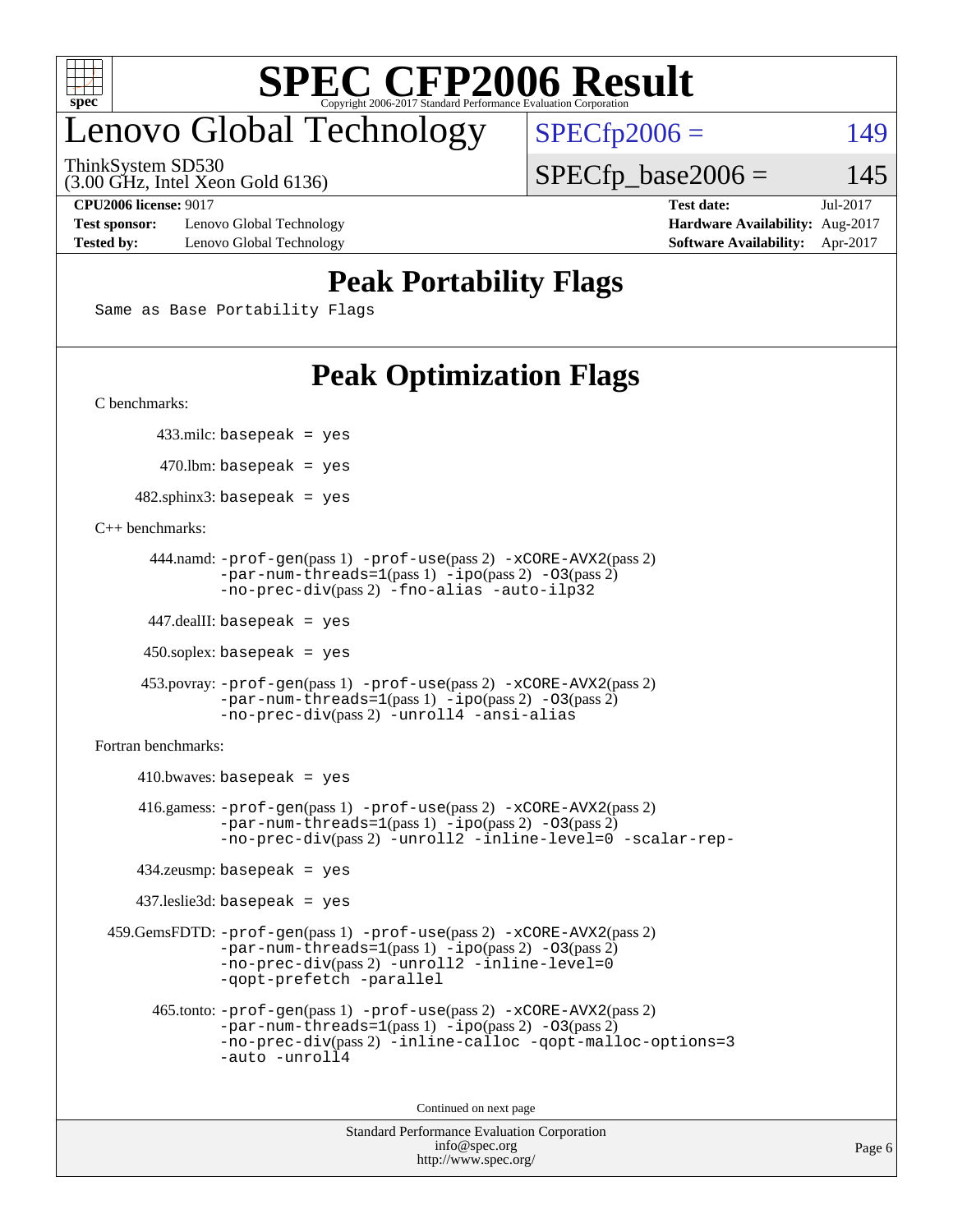# SPEC CFP2006 Result

Copyright 2006-2017 Standard Performance Evaluation Corporation

## Lenovo Global Technology

ThinkSystem SD530
(3.00 GHz, Intel Xeon Gold 6136)

SPECfp2006 = 149

SPECfp_base2006 = 145

**CPU2006 license:** 9017
**Test sponsor:** Lenovo Global Technology
**Tested by:** Lenovo Global Technology

**Test date:** Jul-2017
**Hardware Availability:** Aug-2017
**Software Availability:** Apr-2017

## Peak Portability Flags

Same as Base Portability Flags

## Peak Optimization Flags

C benchmarks:

433.milc: basepeak = yes

470.lbm: basepeak = yes

482.sphinx3: basepeak = yes

C++ benchmarks:

444.namd: -prof-gen(pass 1) -prof-use(pass 2) -xCORE-AVX2(pass 2) -par-num-threads=1(pass 1) -ipo(pass 2) -O3(pass 2) -no-prec-div(pass 2) -fno-alias -auto-ilp32

447.dealII: basepeak = yes

450.soplex: basepeak = yes

453.povray: -prof-gen(pass 1) -prof-use(pass 2) -xCORE-AVX2(pass 2) -par-num-threads=1(pass 1) -ipo(pass 2) -O3(pass 2) -no-prec-div(pass 2) -unroll4 -ansi-alias

Fortran benchmarks:

410.bwaves: basepeak = yes

416.gamess: -prof-gen(pass 1) -prof-use(pass 2) -xCORE-AVX2(pass 2) -par-num-threads=1(pass 1) -ipo(pass 2) -O3(pass 2) -no-prec-div(pass 2) -unroll2 -inline-level=0 -scalar-rep-

434.zeusmp: basepeak = yes

437.leslie3d: basepeak = yes

459.GemsFDTD: -prof-gen(pass 1) -prof-use(pass 2) -xCORE-AVX2(pass 2) -par-num-threads=1(pass 1) -ipo(pass 2) -O3(pass 2) -no-prec-div(pass 2) -unroll2 -inline-level=0 -qopt-prefetch -parallel

465.tonto: -prof-gen(pass 1) -prof-use(pass 2) -xCORE-AVX2(pass 2) -par-num-threads=1(pass 1) -ipo(pass 2) -O3(pass 2) -no-prec-div(pass 2) -inline-calloc -qopt-malloc-options=3 -auto -unroll4

Continued on next page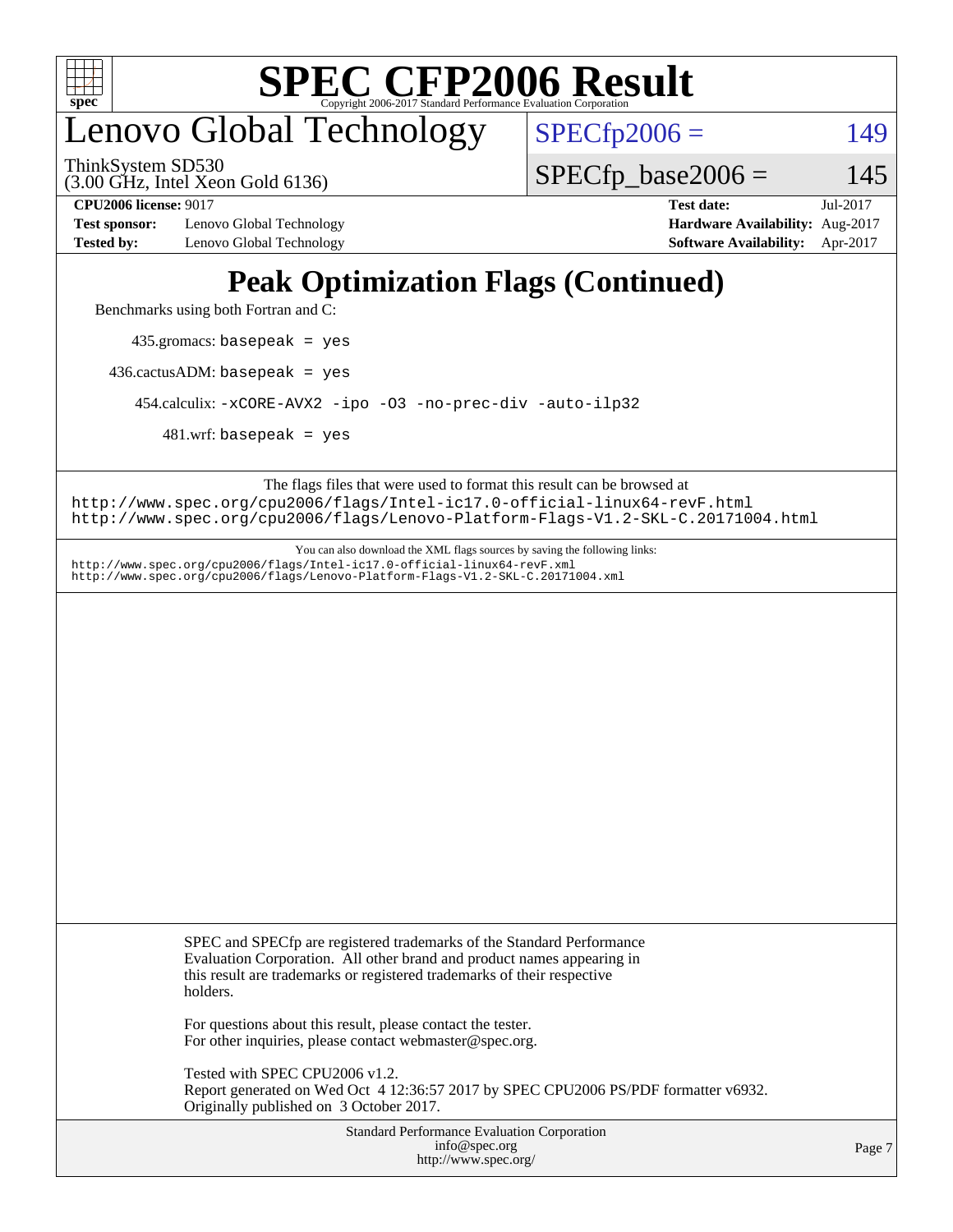# Lenovo Global Technology

ThinkSystem SD530
(3.00 GHz, Intel Xeon Gold 6136)

SPECfp2006 = 149

SPECfp_base2006 = 145

**CPU2006 license:** 9017
**Test sponsor:** Lenovo Global Technology
**Tested by:** Lenovo Global Technology

**Test date:** Jul-2017
**Hardware Availability:** Aug-2017
**Software Availability:** Apr-2017

## Peak Optimization Flags (Continued)

Benchmarks using both Fortran and C:

435.gromacs: `basepeak = yes`

436.cactusADM: `basepeak = yes`

454.calculix: `-xCORE-AVX2 -ipo -O3 -no-prec-div -auto-ilp32`

481.wrf: `basepeak = yes`

The flags files that were used to format this result can be browsed at
`http://www.spec.org/cpu2006/flags/Intel-ic17.0-official-linux64-revF.html`
`http://www.spec.org/cpu2006/flags/Lenovo-Platform-Flags-V1.2-SKL-C.20171004.html`

You can also download the XML flags sources by saving the following links:
`http://www.spec.org/cpu2006/flags/Intel-ic17.0-official-linux64-revF.xml`
`http://www.spec.org/cpu2006/flags/Lenovo-Platform-Flags-V1.2-SKL-C.20171004.xml`

SPEC and SPECfp are registered trademarks of the Standard Performance Evaluation Corporation. All other brand and product names appearing in this result are trademarks or registered trademarks of their respective holders.

For questions about this result, please contact the tester.
For other inquiries, please contact webmaster@spec.org.

Tested with SPEC CPU2006 v1.2.
Report generated on Wed Oct 4 12:36:57 2017 by SPEC CPU2006 PS/PDF formatter v6932.
Originally published on 3 October 2017.